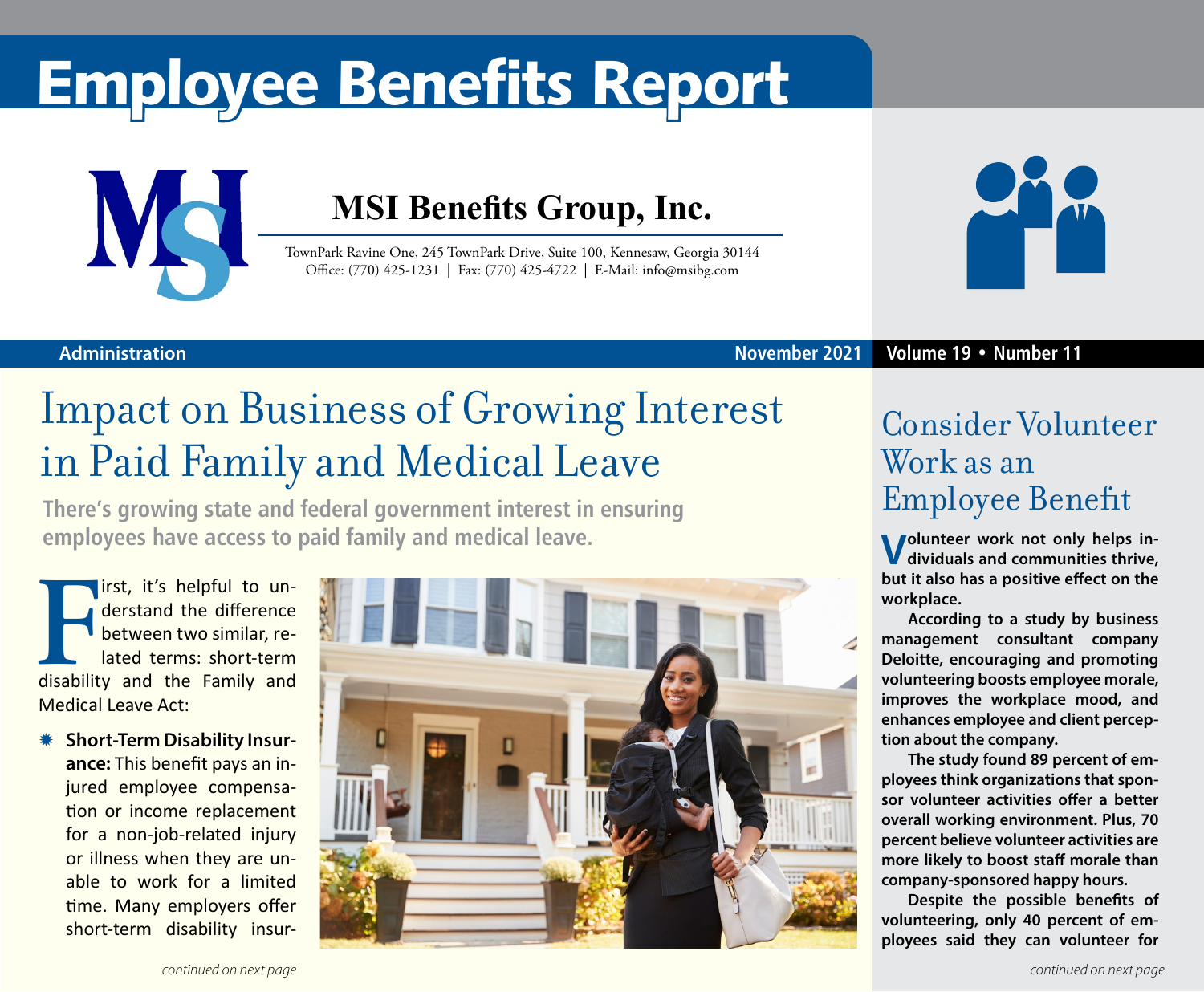# Employee Benefits Report

**MSI Benefits Group, Inc.**

TownPark Ravine One, 245 TownPark Drive, Suite 100, Kennesaw, Georgia 30144
Office: (770) 425-1231 | Fax: (770) 425-4722 | E-Mail: info@msibg.com

Administration — November 2021 — Volume 19 • Number 11

## Impact on Business of Growing Interest in Paid Family and Medical Leave

**There's growing state and federal government interest in ensuring employees have access to paid family and medical leave.**

First, it's helpful to understand the difference between two similar, related terms: short-term disability and the Family and Medical Leave Act:

- **Short-Term Disability Insurance:** This benefit pays an injured employee compensation or income replacement for a non-job-related injury or illness when they are unable to work for a limited time. Many employers offer short-term disability insur-

*continued on next page*

## Consider Volunteer Work as an Employee Benefit

**Volunteer work not only helps individuals and communities thrive, but it also has a positive effect on the workplace.**

**According to a study by business management consultant company Deloitte, encouraging and promoting volunteering boosts employee morale, improves the workplace mood, and enhances employee and client perception about the company.**

**The study found 89 percent of employees think organizations that sponsor volunteer activities offer a better overall working environment. Plus, 70 percent believe volunteer activities are more likely to boost staff morale than company-sponsored happy hours.**

**Despite the possible benefits of volunteering, only 40 percent of employees said they can volunteer for**

*continued on next page*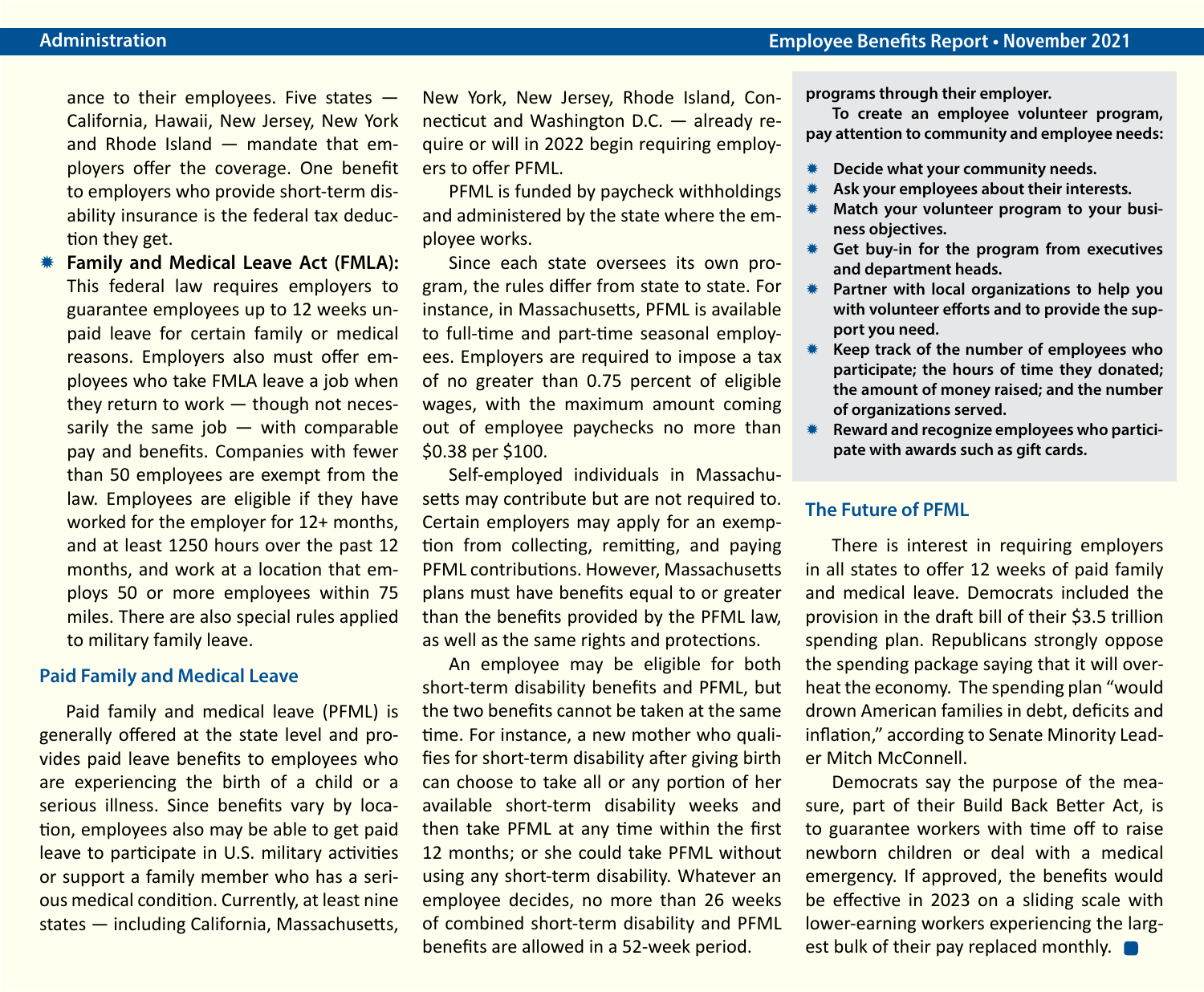ance to their employees. Five states — California, Hawaii, New Jersey, New York and Rhode Island — mandate that employers offer the coverage. One benefit to employers who provide short-term disability insurance is the federal tax deduction they get.

- **Family and Medical Leave Act (FMLA):** This federal law requires employers to guarantee employees up to 12 weeks unpaid leave for certain family or medical reasons. Employers also must offer employees who take FMLA leave a job when they return to work — though not necessarily the same job — with comparable pay and benefits. Companies with fewer than 50 employees are exempt from the law. Employees are eligible if they have worked for the employer for 12+ months, and at least 1250 hours over the past 12 months, and work at a location that employs 50 or more employees within 75 miles. There are also special rules applied to military family leave.

## Paid Family and Medical Leave

Paid family and medical leave (PFML) is generally offered at the state level and provides paid leave benefits to employees who are experiencing the birth of a child or a serious illness. Since benefits vary by location, employees also may be able to get paid leave to participate in U.S. military activities or support a family member who has a serious medical condition. Currently, at least nine states — including California, Massachusetts, New York, New Jersey, Rhode Island, Connecticut and Washington D.C. — already require or will in 2022 begin requiring employers to offer PFML.

PFML is funded by paycheck withholdings and administered by the state where the employee works.

Since each state oversees its own program, the rules differ from state to state. For instance, in Massachusetts, PFML is available to full-time and part-time seasonal employees. Employers are required to impose a tax of no greater than 0.75 percent of eligible wages, with the maximum amount coming out of employee paychecks no more than $0.38 per $100.

Self-employed individuals in Massachusetts may contribute but are not required to. Certain employers may apply for an exemption from collecting, remitting, and paying PFML contributions. However, Massachusetts plans must have benefits equal to or greater than the benefits provided by the PFML law, as well as the same rights and protections.

An employee may be eligible for both short-term disability benefits and PFML, but the two benefits cannot be taken at the same time. For instance, a new mother who qualifies for short-term disability after giving birth can choose to take all or any portion of her available short-term disability weeks and then take PFML at any time within the first 12 months; or she could take PFML without using any short-term disability. Whatever an employee decides, no more than 26 weeks of combined short-term disability and PFML benefits are allowed in a 52-week period.

**programs through their employer.**

**To create an employee volunteer program, pay attention to community and employee needs:**

- **Decide what your community needs.**
- **Ask your employees about their interests.**
- **Match your volunteer program to your business objectives.**
- **Get buy-in for the program from executives and department heads.**
- **Partner with local organizations to help you with volunteer efforts and to provide the support you need.**
- **Keep track of the number of employees who participate; the hours of time they donated; the amount of money raised; and the number of organizations served.**
- **Reward and recognize employees who participate with awards such as gift cards.**

## The Future of PFML

There is interest in requiring employers in all states to offer 12 weeks of paid family and medical leave. Democrats included the provision in the draft bill of their $3.5 trillion spending plan. Republicans strongly oppose the spending package saying that it will overheat the economy. The spending plan "would drown American families in debt, deficits and inflation," according to Senate Minority Leader Mitch McConnell.

Democrats say the purpose of the measure, part of their Build Back Better Act, is to guarantee workers with time off to raise newborn children or deal with a medical emergency. If approved, the benefits would be effective in 2023 on a sliding scale with lower-earning workers experiencing the largest bulk of their pay replaced monthly.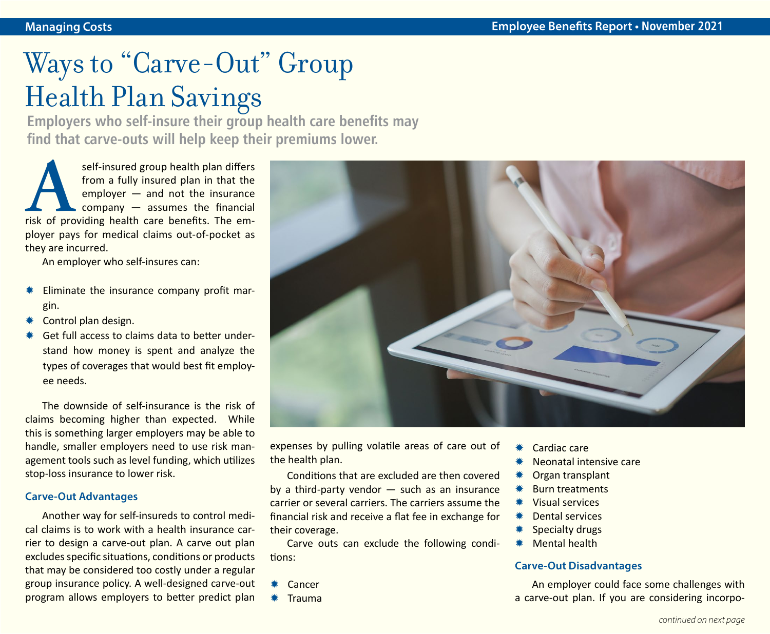# Ways to "Carve-Out" Group Health Plan Savings

**Employers who self-insure their group health care benefits may find that carve-outs will help keep their premiums lower.**

A self-insured group health plan differs from a fully insured plan in that the employer — and not the insurance company — assumes the financial risk of providing health care benefits. The employer pays for medical claims out-of-pocket as they are incurred.

An employer who self-insures can:

- Eliminate the insurance company profit margin.
- Control plan design.
- Get full access to claims data to better understand how money is spent and analyze the types of coverages that would best fit employee needs.

The downside of self-insurance is the risk of claims becoming higher than expected. While this is something larger employers may be able to handle, smaller employers need to use risk management tools such as level funding, which utilizes stop-loss insurance to lower risk.

### Carve-Out Advantages

Another way for self-insureds to control medical claims is to work with a health insurance carrier to design a carve-out plan. A carve out plan excludes specific situations, conditions or products that may be considered too costly under a regular group insurance policy. A well-designed carve-out program allows employers to better predict plan expenses by pulling volatile areas of care out of the health plan.

Conditions that are excluded are then covered by a third-party vendor — such as an insurance carrier or several carriers. The carriers assume the financial risk and receive a flat fee in exchange for their coverage.

Carve outs can exclude the following conditions:

- Cancer
- Trauma
- Cardiac care
- Neonatal intensive care
- Organ transplant
- Burn treatments
- Visual services
- Dental services
- Specialty drugs
- Mental health

### Carve-Out Disadvantages

An employer could face some challenges with a carve-out plan. If you are considering incorpo-

*continued on next page*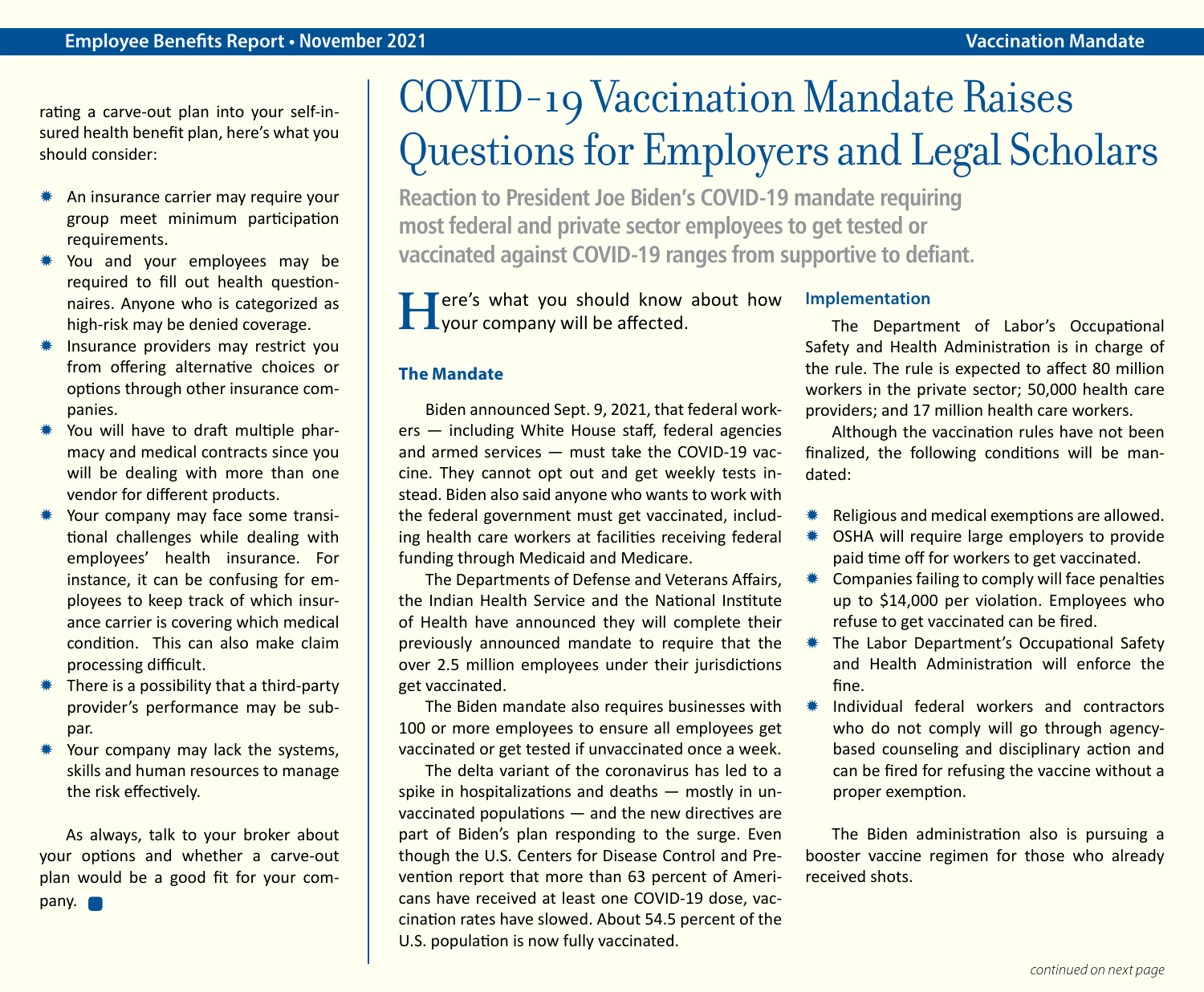rating a carve-out plan into your self-insured health benefit plan, here's what you should consider:

- An insurance carrier may require your group meet minimum participation requirements.
- You and your employees may be required to fill out health questionnaires. Anyone who is categorized as high-risk may be denied coverage.
- Insurance providers may restrict you from offering alternative choices or options through other insurance companies.
- You will have to draft multiple pharmacy and medical contracts since you will be dealing with more than one vendor for different products.
- Your company may face some transitional challenges while dealing with employees' health insurance. For instance, it can be confusing for employees to keep track of which insurance carrier is covering which medical condition. This can also make claim processing difficult.
- There is a possibility that a third-party provider's performance may be subpar.
- Your company may lack the systems, skills and human resources to manage the risk effectively.

As always, talk to your broker about your options and whether a carve-out plan would be a good fit for your company.

# COVID-19 Vaccination Mandate Raises Questions for Employers and Legal Scholars

**Reaction to President Joe Biden's COVID-19 mandate requiring most federal and private sector employees to get tested or vaccinated against COVID-19 ranges from supportive to defiant.**

Here's what you should know about how your company will be affected.

### The Mandate

Biden announced Sept. 9, 2021, that federal workers — including White House staff, federal agencies and armed services — must take the COVID-19 vaccine. They cannot opt out and get weekly tests instead. Biden also said anyone who wants to work with the federal government must get vaccinated, including health care workers at facilities receiving federal funding through Medicaid and Medicare.

The Departments of Defense and Veterans Affairs, the Indian Health Service and the National Institute of Health have announced they will complete their previously announced mandate to require that the over 2.5 million employees under their jurisdictions get vaccinated.

The Biden mandate also requires businesses with 100 or more employees to ensure all employees get vaccinated or get tested if unvaccinated once a week.

The delta variant of the coronavirus has led to a spike in hospitalizations and deaths — mostly in unvaccinated populations — and the new directives are part of Biden's plan responding to the surge. Even though the U.S. Centers for Disease Control and Prevention report that more than 63 percent of Americans have received at least one COVID-19 dose, vaccination rates have slowed. About 54.5 percent of the U.S. population is now fully vaccinated.

### Implementation

The Department of Labor's Occupational Safety and Health Administration is in charge of the rule. The rule is expected to affect 80 million workers in the private sector; 50,000 health care providers; and 17 million health care workers.

Although the vaccination rules have not been finalized, the following conditions will be mandated:

- Religious and medical exemptions are allowed.
- OSHA will require large employers to provide paid time off for workers to get vaccinated.
- Companies failing to comply will face penalties up to $14,000 per violation. Employees who refuse to get vaccinated can be fired.
- The Labor Department's Occupational Safety and Health Administration will enforce the fine.
- Individual federal workers and contractors who do not comply will go through agency-based counseling and disciplinary action and can be fired for refusing the vaccine without a proper exemption.

The Biden administration also is pursuing a booster vaccine regimen for those who already received shots.

*continued on next page*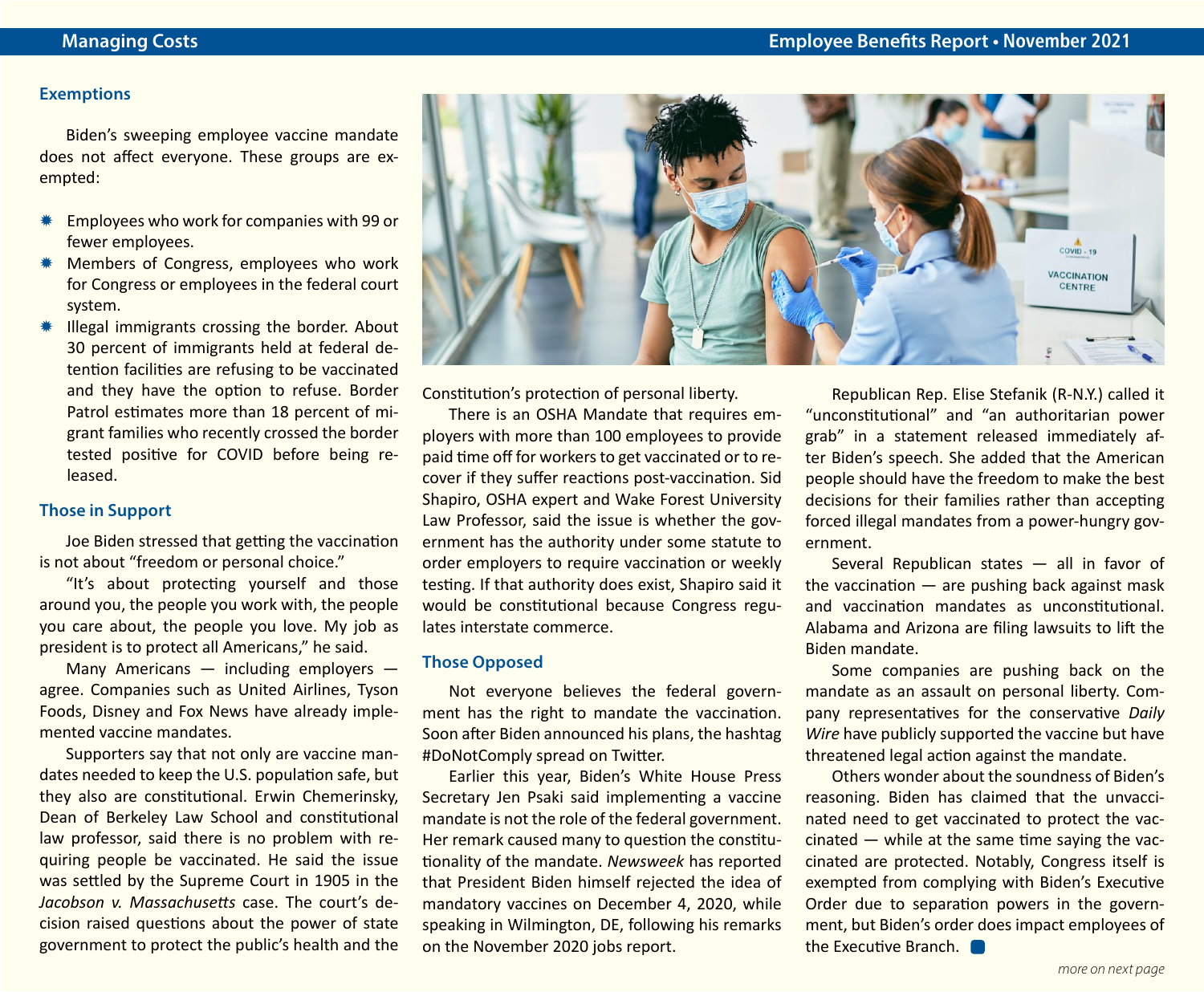## Exemptions

Biden's sweeping employee vaccine mandate does not affect everyone. These groups are exempted:

- Employees who work for companies with 99 or fewer employees.
- Members of Congress, employees who work for Congress or employees in the federal court system.
- Illegal immigrants crossing the border. About 30 percent of immigrants held at federal detention facilities are refusing to be vaccinated and they have the option to refuse. Border Patrol estimates more than 18 percent of migrant families who recently crossed the border tested positive for COVID before being released.

## Those in Support

Joe Biden stressed that getting the vaccination is not about "freedom or personal choice."

"It's about protecting yourself and those around you, the people you work with, the people you care about, the people you love. My job as president is to protect all Americans," he said.

Many Americans — including employers — agree. Companies such as United Airlines, Tyson Foods, Disney and Fox News have already implemented vaccine mandates.

Supporters say that not only are vaccine mandates needed to keep the U.S. population safe, but they also are constitutional. Erwin Chemerinsky, Dean of Berkeley Law School and constitutional law professor, said there is no problem with requiring people be vaccinated. He said the issue was settled by the Supreme Court in 1905 in the *Jacobson v. Massachusetts* case. The court's decision raised questions about the power of state government to protect the public's health and the Constitution's protection of personal liberty.

There is an OSHA Mandate that requires employers with more than 100 employees to provide paid time off for workers to get vaccinated or to recover if they suffer reactions post-vaccination. Sid Shapiro, OSHA expert and Wake Forest University Law Professor, said the issue is whether the government has the authority under some statute to order employers to require vaccination or weekly testing. If that authority does exist, Shapiro said it would be constitutional because Congress regulates interstate commerce.

## Those Opposed

Not everyone believes the federal government has the right to mandate the vaccination. Soon after Biden announced his plans, the hashtag #DoNotComply spread on Twitter.

Earlier this year, Biden's White House Press Secretary Jen Psaki said implementing a vaccine mandate is not the role of the federal government. Her remark caused many to question the constitutionality of the mandate. *Newsweek* has reported that President Biden himself rejected the idea of mandatory vaccines on December 4, 2020, while speaking in Wilmington, DE, following his remarks on the November 2020 jobs report.

Republican Rep. Elise Stefanik (R-N.Y.) called it "unconstitutional" and "an authoritarian power grab" in a statement released immediately after Biden's speech. She added that the American people should have the freedom to make the best decisions for their families rather than accepting forced illegal mandates from a power-hungry government.

Several Republican states — all in favor of the vaccination — are pushing back against mask and vaccination mandates as unconstitutional. Alabama and Arizona are filing lawsuits to lift the Biden mandate.

Some companies are pushing back on the mandate as an assault on personal liberty. Company representatives for the conservative *Daily Wire* have publicly supported the vaccine but have threatened legal action against the mandate.

Others wonder about the soundness of Biden's reasoning. Biden has claimed that the unvaccinated need to get vaccinated to protect the vaccinated — while at the same time saying the vaccinated are protected. Notably, Congress itself is exempted from complying with Biden's Executive Order due to separation powers in the government, but Biden's order does impact employees of the Executive Branch.

*more on next page*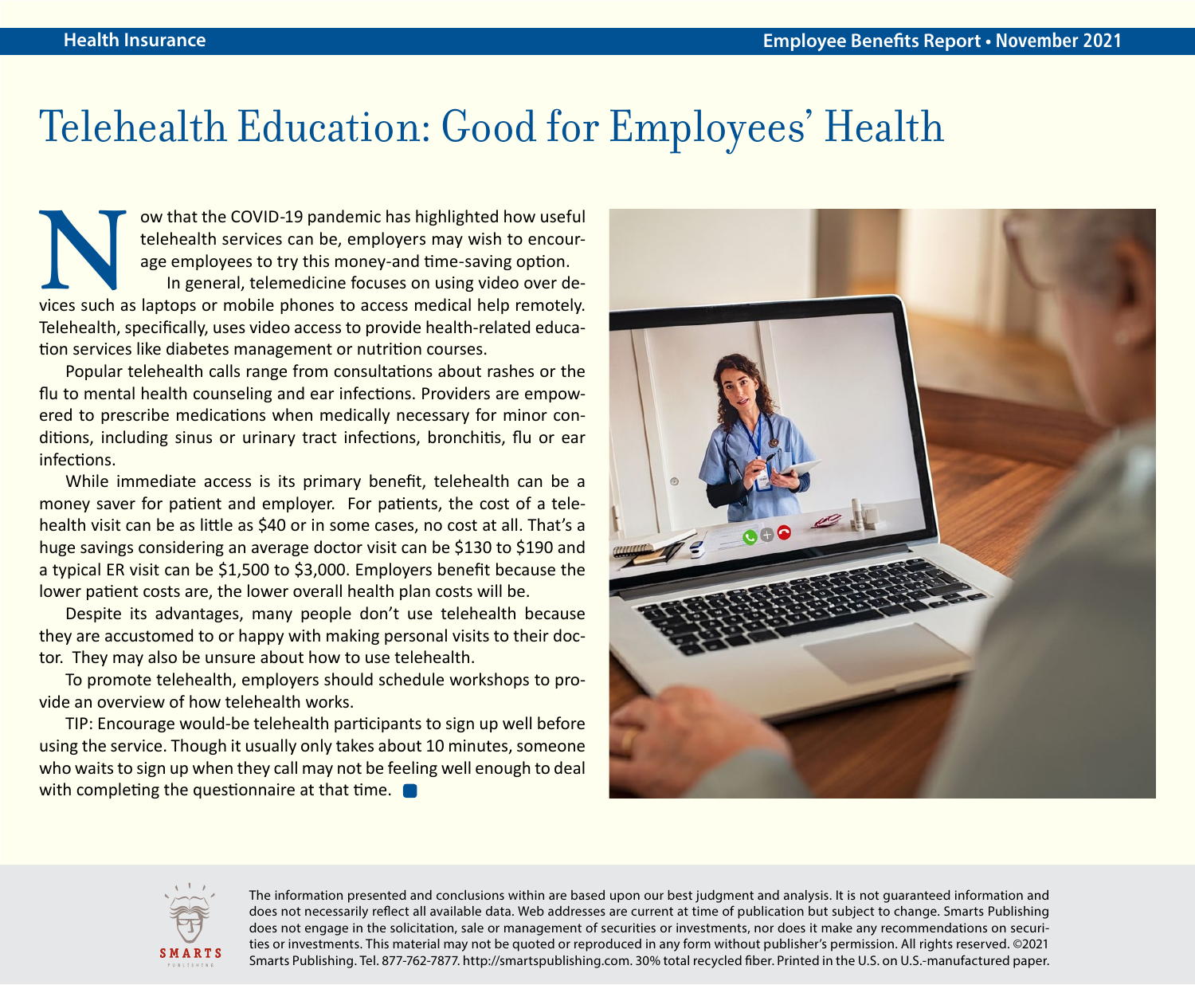# Telehealth Education: Good for Employees' Health

Now that the COVID-19 pandemic has highlighted how useful telehealth services can be, employers may wish to encourage employees to try this money-and time-saving option.

In general, telemedicine focuses on using video over devices such as laptops or mobile phones to access medical help remotely. Telehealth, specifically, uses video access to provide health-related education services like diabetes management or nutrition courses.

Popular telehealth calls range from consultations about rashes or the flu to mental health counseling and ear infections. Providers are empowered to prescribe medications when medically necessary for minor conditions, including sinus or urinary tract infections, bronchitis, flu or ear infections.

While immediate access is its primary benefit, telehealth can be a money saver for patient and employer. For patients, the cost of a telehealth visit can be as little as $40 or in some cases, no cost at all. That's a huge savings considering an average doctor visit can be $130 to $190 and a typical ER visit can be $1,500 to $3,000. Employers benefit because the lower patient costs are, the lower overall health plan costs will be.

Despite its advantages, many people don't use telehealth because they are accustomed to or happy with making personal visits to their doctor. They may also be unsure about how to use telehealth.

To promote telehealth, employers should schedule workshops to provide an overview of how telehealth works.

TIP: Encourage would-be telehealth participants to sign up well before using the service. Though it usually only takes about 10 minutes, someone who waits to sign up when they call may not be feeling well enough to deal with completing the questionnaire at that time.

The information presented and conclusions within are based upon our best judgment and analysis. It is not guaranteed information and does not necessarily reflect all available data. Web addresses are current at time of publication but subject to change. Smarts Publishing does not engage in the solicitation, sale or management of securities or investments, nor does it make any recommendations on securities or investments. This material may not be quoted or reproduced in any form without publisher's permission. All rights reserved. ©2021 Smarts Publishing. Tel. 877-762-7877. http://smartspublishing.com. 30% total recycled fiber. Printed in the U.S. on U.S.-manufactured paper.